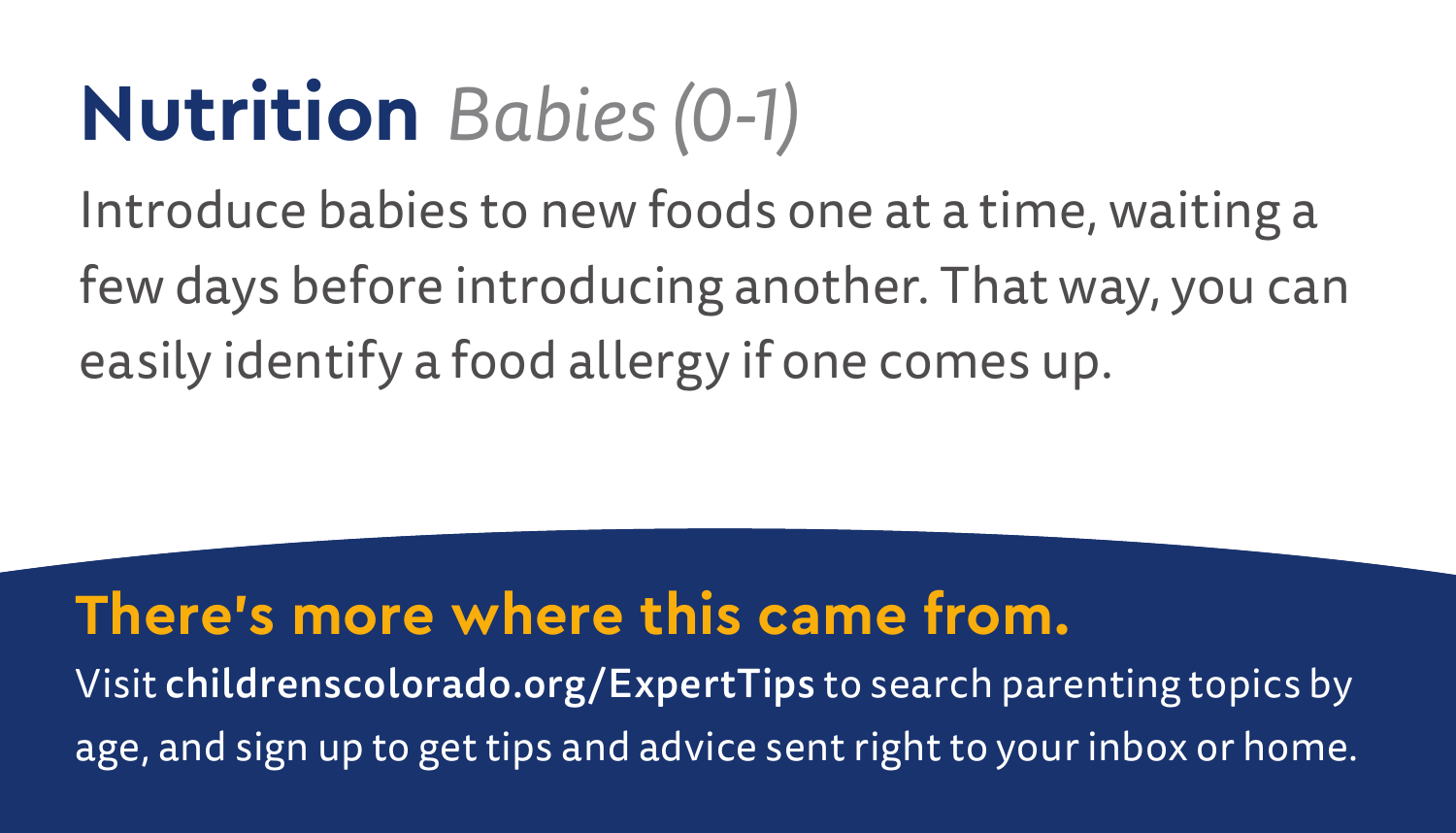# **Nutrition** *Babies (0-1)*

Introduce babies to new foods one at a time, waiting a few days before introducing another. That way, you can easily identify a food allergy if one comes up.

## There's more where this came from.

Visit **childrenscolorado.org/ExpertTips** to search parenting topics by age, and sign up to get tips and advice sent right to your inbox or home.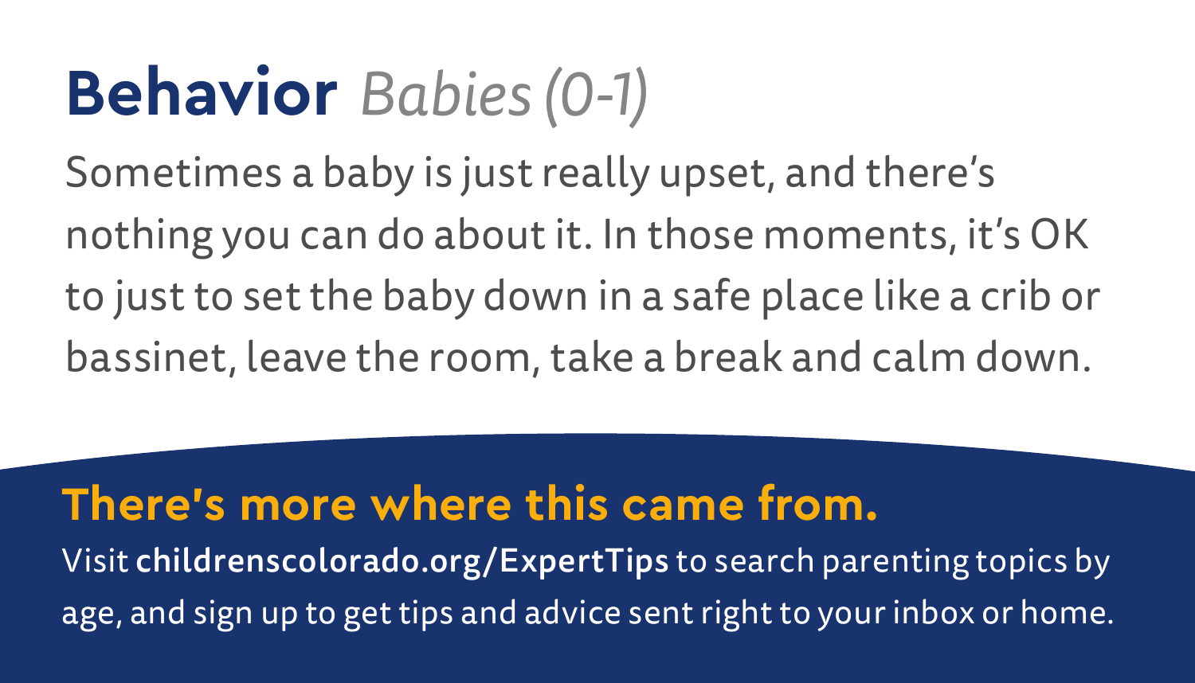# **Behavior** *Babies (0-1)*

Sometimes a baby is just really upset, and there's nothing you can do about it. In those moments, it's OK to just to set the baby down in a safe place like a crib or bassinet, leave the room, take a break and calm down.

## There's more where this came from.

Visit **childrenscolorado.org/ExpertTips** to search parenting topics by age, and sign up to get tips and advice sent right to your inbox or home.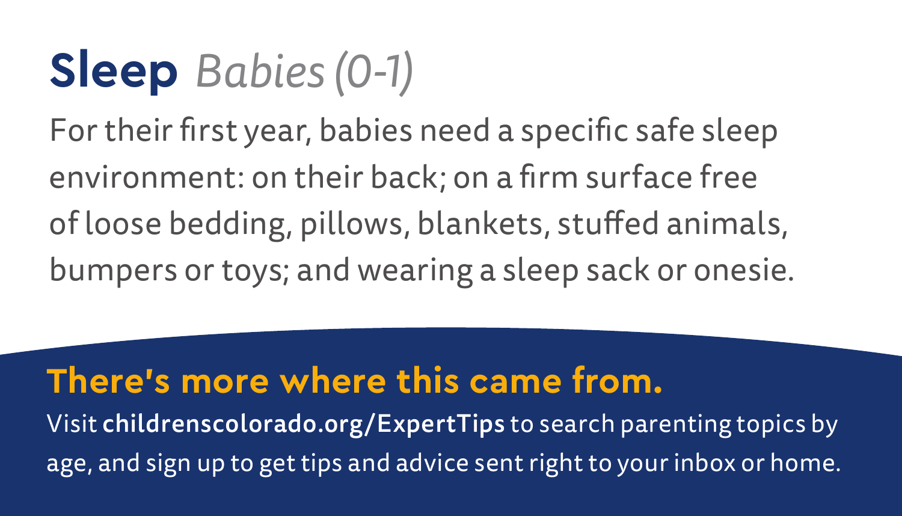# **Sleep** *Babies (0-1)*

For their first year, babies need a specific safe sleep environment: on their back; on a firm surface free of loose bedding, pillows, blankets, stuffed animals, bumpers or toys; and wearing a sleep sack or onesie.

**There's more where this came from.**

Visit **childrenscolorado.org/ExpertTips** to search parenting topics by age, and sign up to get tips and advice sent right to your inbox or home.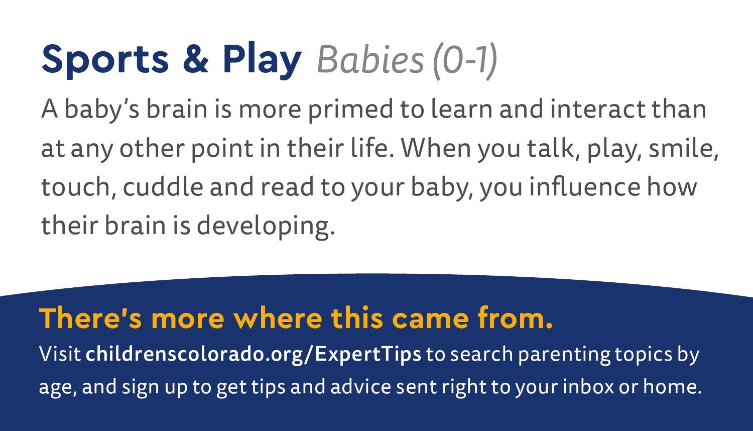# Sports & Play *Babies (0-1)*

A baby's brain is more primed to learn and interact than at any other point in their life. When you talk, play, smile, touch, cuddle and read to your baby, you influence how their brain is developing.

## There's more where this came from.

Visit **childrenscolorado.org/ExpertTips** to search parenting topics by age, and sign up to get tips and advice sent right to your inbox or home.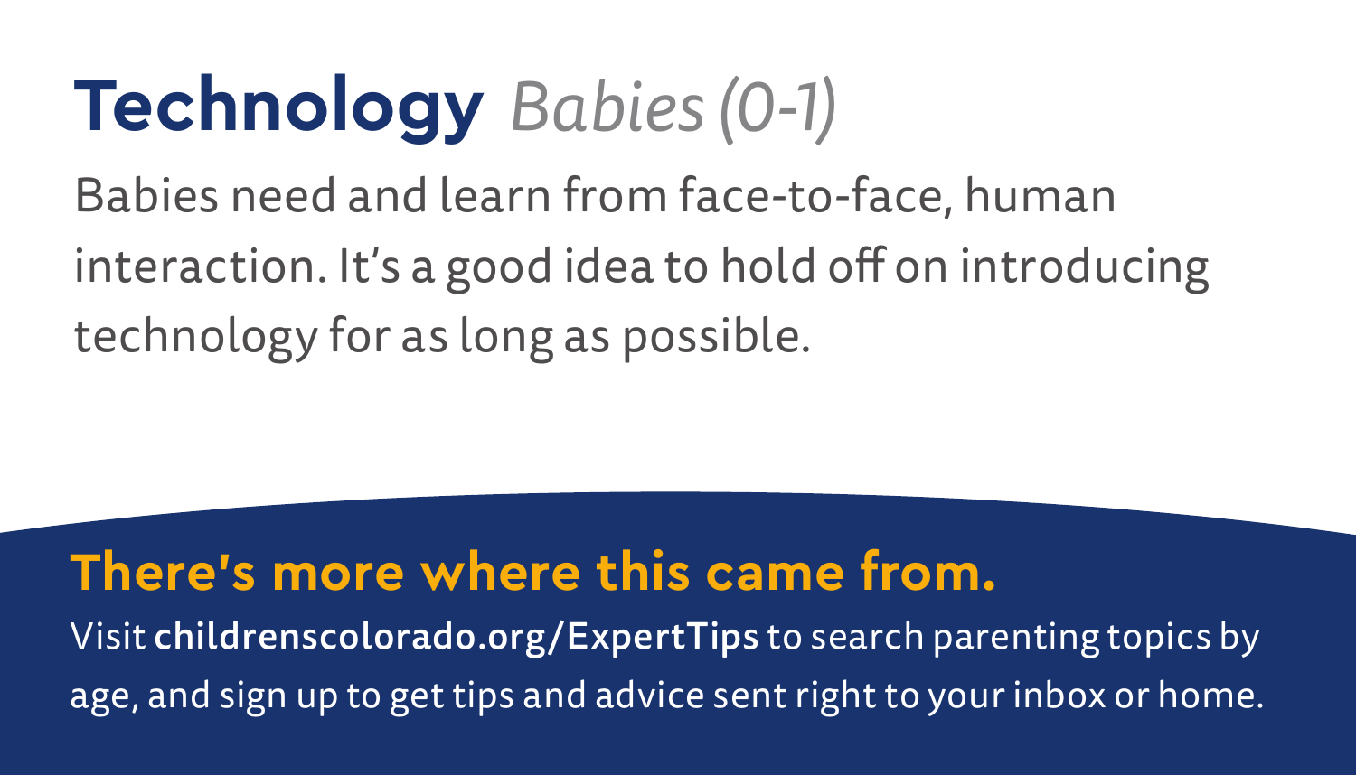# **Technology** *Babies (0-1)*

Babies need and learn from face-to-face, human interaction. It's a good idea to hold off on introducing technology for as long as possible.

## **There's more where this came from.**

Visit **childrenscolorado.org/ExpertTips** to search parenting topics by age, and sign up to get tips and advice sent right to your inbox or home.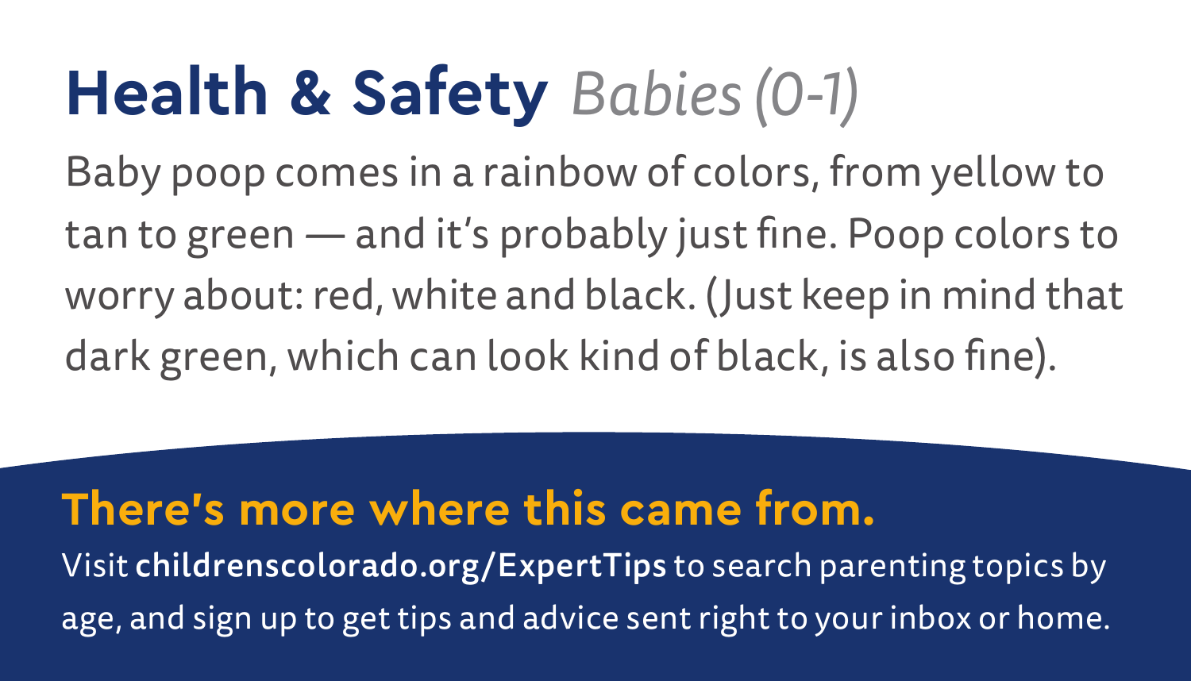# Health & Safety *Babies (0-1)*

Baby poop comes in a rainbow of colors, from yellow to tan to green — and it's probably just fine. Poop colors to worry about: red, white and black. (Just keep in mind that dark green, which can look kind of black, is also fine).

## There's more where this came from.

Visit **childrenscolorado.org/ExpertTips** to search parenting topics by age, and sign up to get tips and advice sent right to your inbox or home.